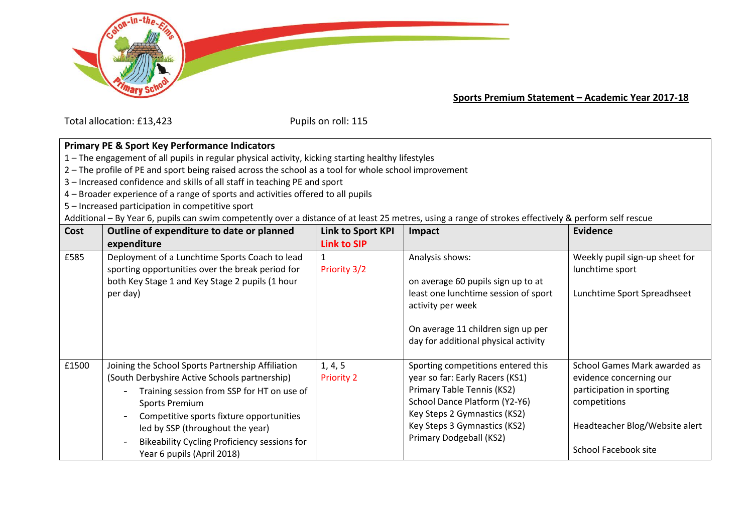**Sports Premium Statement – Academic Year 2017-18**

Total allocation: £13,423 Pupils on roll: 115

**Primary PE & Sport Key Performance Indicators**

1 – The engagement of all pupils in regular physical activity, kicking starting healthy lifestyles
2 – The profile of PE and sport being raised across the school as a tool for whole school improvement
3 – Increased confidence and skills of all staff in teaching PE and sport
4 – Broader experience of a range of sports and activities offered to all pupils
5 – Increased participation in competitive sport
Additional – By Year 6, pupils can swim competently over a distance of at least 25 metres, using a range of strokes effectively & perform self rescue

| Cost | Outline of expenditure to date or planned expenditure | Link to Sport KPI<br>Link to SIP | Impact | Evidence |
|---|---|---|---|---|
| £585 | Deployment of a Lunchtime Sports Coach to lead sporting opportunities over the break period for both Key Stage 1 and Key Stage 2 pupils (1 hour per day) | 1<br>Priority 3/2 | Analysis shows:<br><br>on average 60 pupils sign up to at least one lunchtime session of sport activity per week<br><br>On average 11 children sign up per day for additional physical activity | Weekly pupil sign-up sheet for lunchtime sport<br><br>Lunchtime Sport Spreadhseet |
| £1500 | Joining the School Sports Partnership Affiliation (South Derbyshire Active Schools partnership)<br>- Training session from SSP for HT on use of Sports Premium<br>- Competitive sports fixture opportunities led by SSP (throughout the year)<br>- Bikeability Cycling Proficiency sessions for Year 6 pupils (April 2018) | 1, 4, 5<br>Priority 2 | Sporting competitions entered this year so far: Early Racers (KS1)<br>Primary Table Tennis (KS2)<br>School Dance Platform (Y2-Y6)<br>Key Steps 2 Gymnastics (KS2)<br>Key Steps 3 Gymnastics (KS2)<br>Primary Dodgeball (KS2) | School Games Mark awarded as evidence concerning our participation in sporting competitions<br><br>Headteacher Blog/Website alert<br><br>School Facebook site |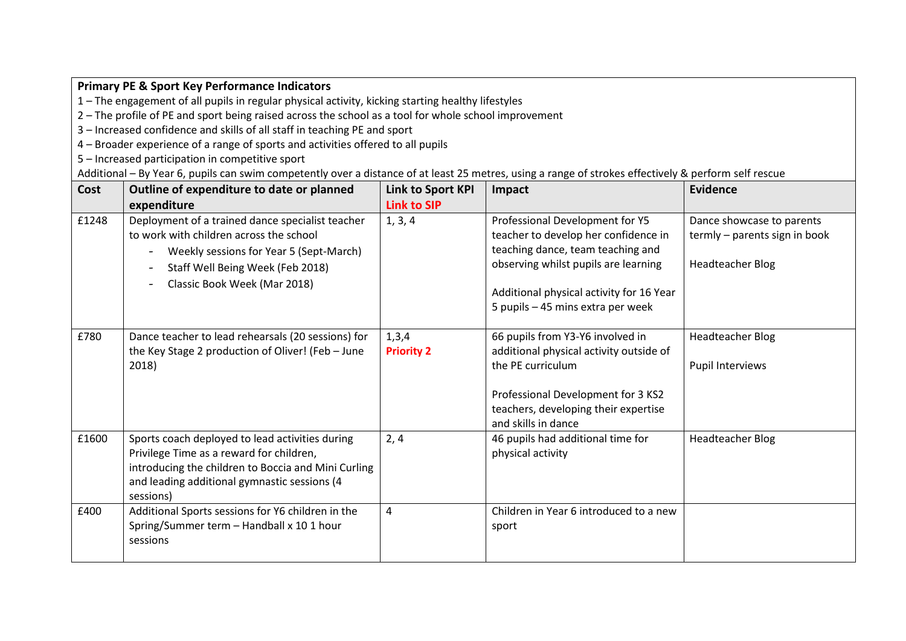**Primary PE & Sport Key Performance Indicators**

1 – The engagement of all pupils in regular physical activity, kicking starting healthy lifestyles
2 – The profile of PE and sport being raised across the school as a tool for whole school improvement
3 – Increased confidence and skills of all staff in teaching PE and sport
4 – Broader experience of a range of sports and activities offered to all pupils
5 – Increased participation in competitive sport
Additional – By Year 6, pupils can swim competently over a distance of at least 25 metres, using a range of strokes effectively & perform self rescue

| Cost | Outline of expenditure to date or planned expenditure | Link to Sport KPI<br>Link to SIP | Impact | Evidence |
|---|---|---|---|---|
| £1248 | Deployment of a trained dance specialist teacher to work with children across the school<br>- Weekly sessions for Year 5 (Sept-March)<br>- Staff Well Being Week (Feb 2018)<br>- Classic Book Week (Mar 2018) | 1, 3, 4 | Professional Development for Y5 teacher to develop her confidence in teaching dance, team teaching and observing whilst pupils are learning<br><br>Additional physical activity for 16 Year 5 pupils – 45 mins extra per week | Dance showcase to parents termly – parents sign in book<br><br>Headteacher Blog |
| £780 | Dance teacher to lead rehearsals (20 sessions) for the Key Stage 2 production of Oliver! (Feb – June 2018) | 1,3,4<br>Priority 2 | 66 pupils from Y3-Y6 involved in additional physical activity outside of the PE curriculum<br><br>Professional Development for 3 KS2 teachers, developing their expertise and skills in dance | Headteacher Blog<br><br>Pupil Interviews |
| £1600 | Sports coach deployed to lead activities during Privilege Time as a reward for children, introducing the children to Boccia and Mini Curling and leading additional gymnastic sessions (4 sessions) | 2, 4 | 46 pupils had additional time for physical activity | Headteacher Blog |
| £400 | Additional Sports sessions for Y6 children in the Spring/Summer term – Handball x 10 1 hour sessions | 4 | Children in Year 6 introduced to a new sport | |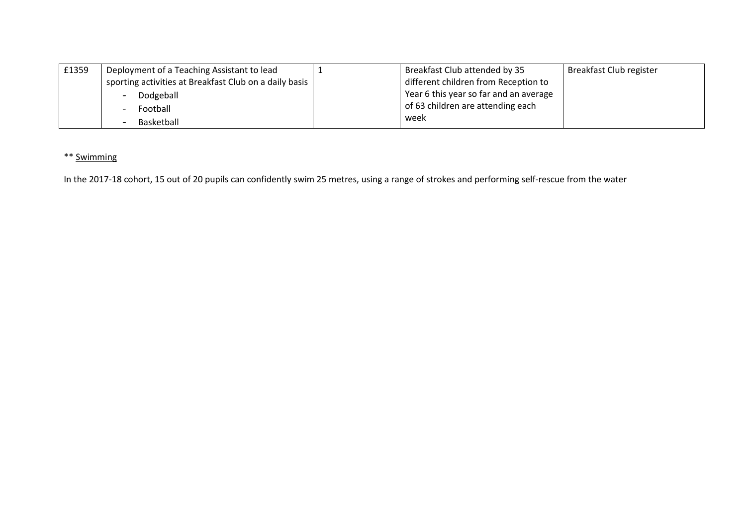| | | | | |
|---|---|---|---|---|
| £1359 | Deployment of a Teaching Assistant to lead sporting activities at Breakfast Club on a daily basis<br>- Dodgeball<br>- Football<br>- Basketball | 1 | Breakfast Club attended by 35 different children from Reception to Year 6 this year so far and an average of 63 children are attending each week | Breakfast Club register |

** <u>Swimming</u>

In the 2017-18 cohort, 15 out of 20 pupils can confidently swim 25 metres, using a range of strokes and performing self-rescue from the water